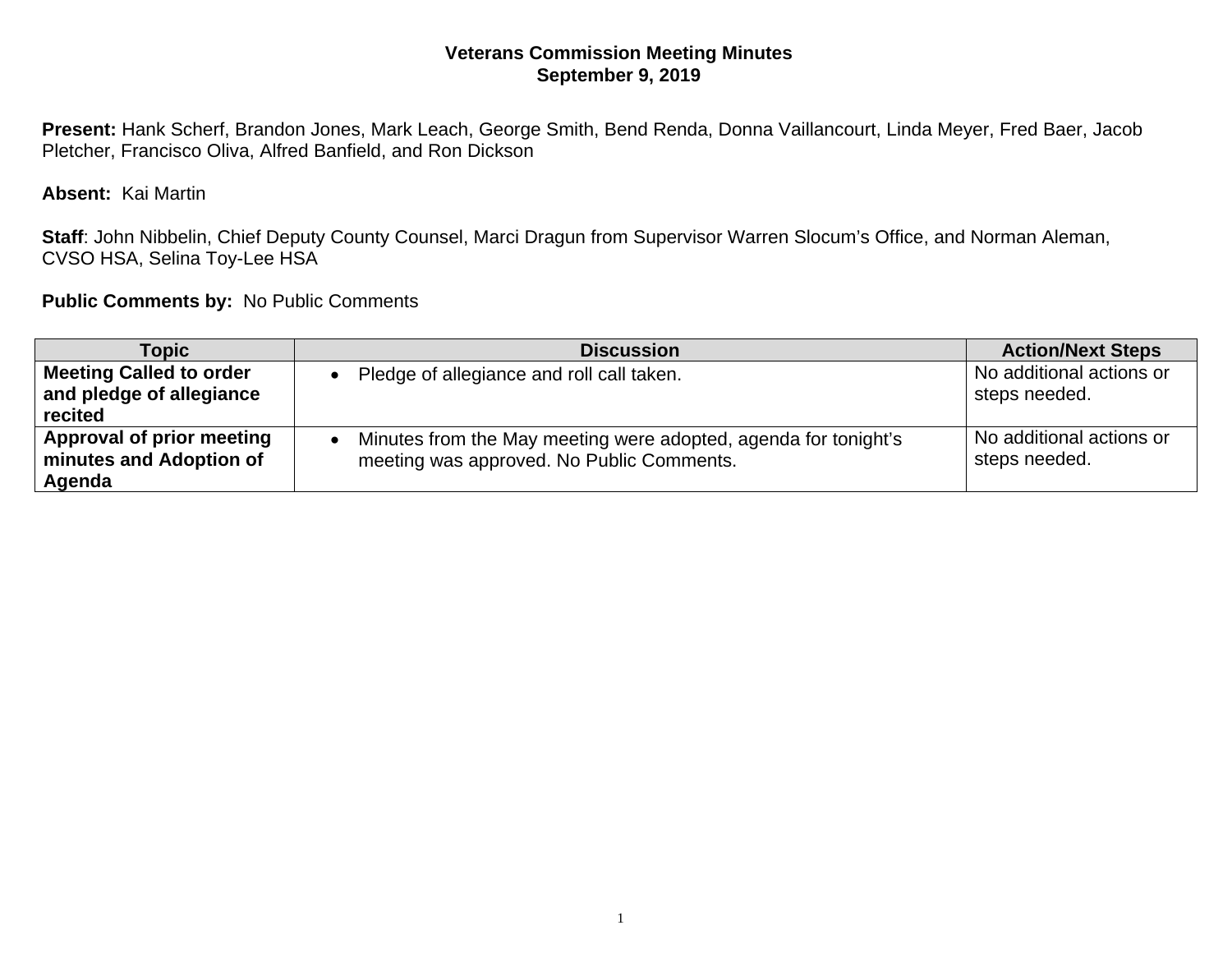**Veterans Commission Meeting Minutes**
**September 9, 2019**

**Present:** Hank Scherf, Brandon Jones, Mark Leach, George Smith, Bend Renda, Donna Vaillancourt, Linda Meyer, Fred Baer, Jacob Pletcher, Francisco Oliva, Alfred Banfield, and Ron Dickson

**Absent:** Kai Martin

**Staff**: John Nibbelin, Chief Deputy County Counsel, Marci Dragun from Supervisor Warren Slocum's Office, and Norman Aleman, CVSO HSA, Selina Toy-Lee HSA

**Public Comments by:** No Public Comments

| Topic | Discussion | Action/Next Steps |
|---|---|---|
| **Meeting Called to order and pledge of allegiance recited** | • Pledge of allegiance and roll call taken. | No additional actions or steps needed. |
| **Approval of prior meeting minutes and Adoption of Agenda** | • Minutes from the May meeting were adopted, agenda for tonight's meeting was approved. No Public Comments. | No additional actions or steps needed. |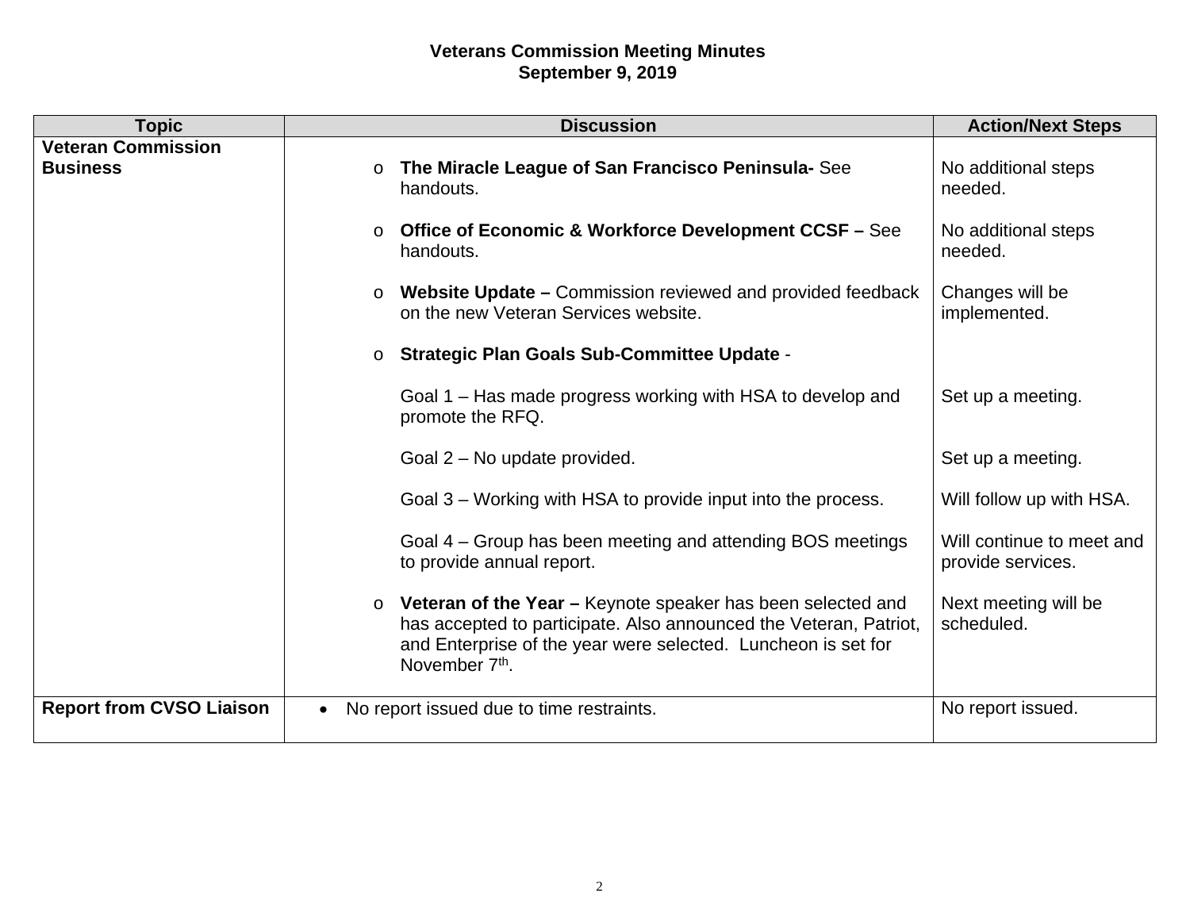**Veterans Commission Meeting Minutes**
**September 9, 2019**

| Topic | Discussion | Action/Next Steps |
|---|---|---|
| **Veteran Commission Business** | o **The Miracle League of San Francisco Peninsula-** See handouts. | No additional steps needed. |
| | o **Office of Economic & Workforce Development CCSF –** See handouts. | No additional steps needed. |
| | o **Website Update –** Commission reviewed and provided feedback on the new Veteran Services website. | Changes will be implemented. |
| | o **Strategic Plan Goals Sub-Committee Update** - | |
| | Goal 1 – Has made progress working with HSA to develop and promote the RFQ. | Set up a meeting. |
| | Goal 2 – No update provided. | Set up a meeting. |
| | Goal 3 – Working with HSA to provide input into the process. | Will follow up with HSA. |
| | Goal 4 – Group has been meeting and attending BOS meetings to provide annual report. | Will continue to meet and provide services. |
| | o **Veteran of the Year –** Keynote speaker has been selected and has accepted to participate. Also announced the Veteran, Patriot, and Enterprise of the year were selected. Luncheon is set for November 7th. | Next meeting will be scheduled. |
| **Report from CVSO Liaison** | • No report issued due to time restraints. | No report issued. |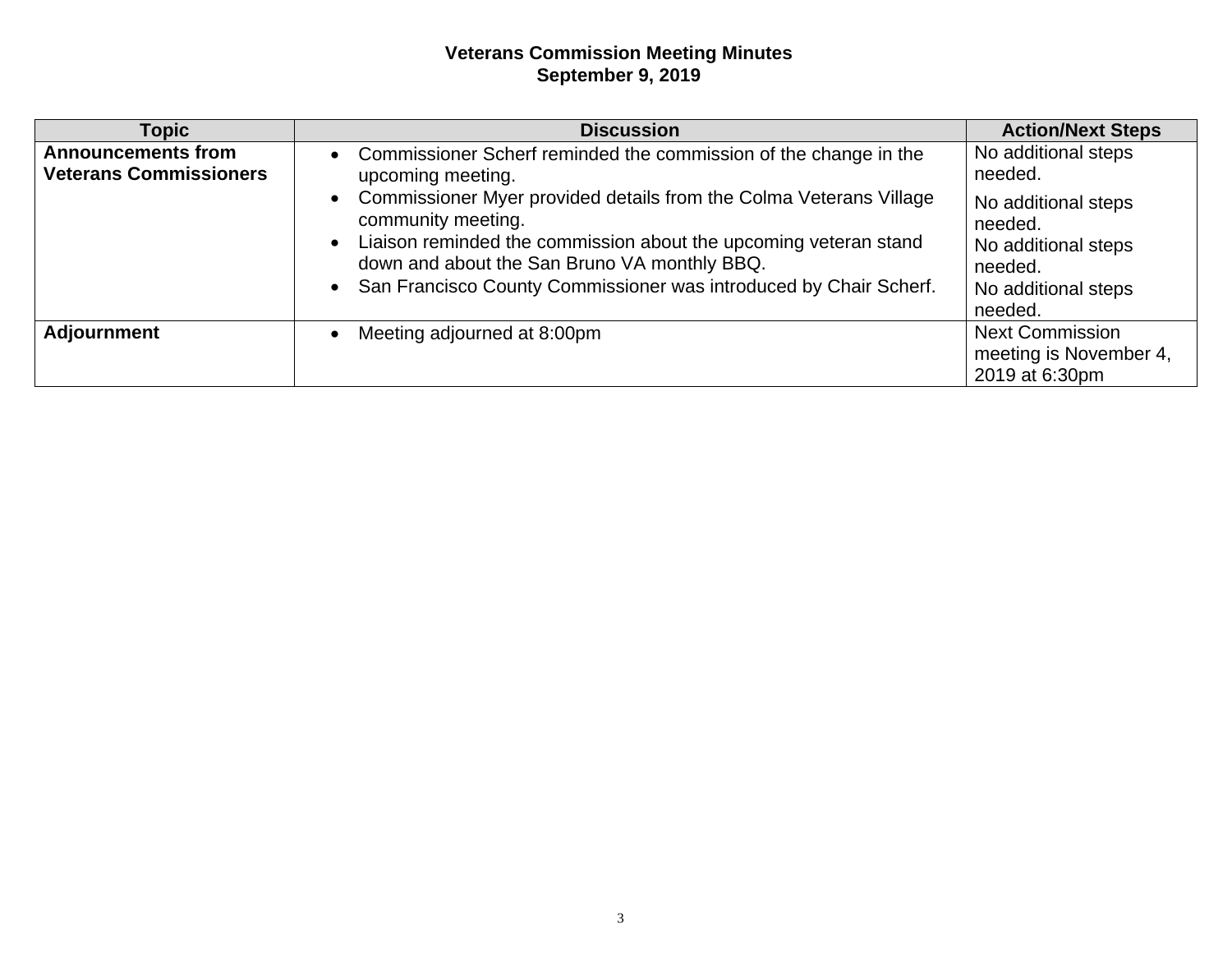**Veterans Commission Meeting Minutes**
**September 9, 2019**

| Topic | Discussion | Action/Next Steps |
|---|---|---|
| **Announcements from Veterans Commissioners** | • Commissioner Scherf reminded the commission of the change in the upcoming meeting.<br>• Commissioner Myer provided details from the Colma Veterans Village community meeting.<br>• Liaison reminded the commission about the upcoming veteran stand down and about the San Bruno VA monthly BBQ.<br>• San Francisco County Commissioner was introduced by Chair Scherf. | No additional steps needed.<br>No additional steps needed.<br>No additional steps needed.<br>No additional steps needed. |
| **Adjournment** | • Meeting adjourned at 8:00pm | Next Commission meeting is November 4, 2019 at 6:30pm |